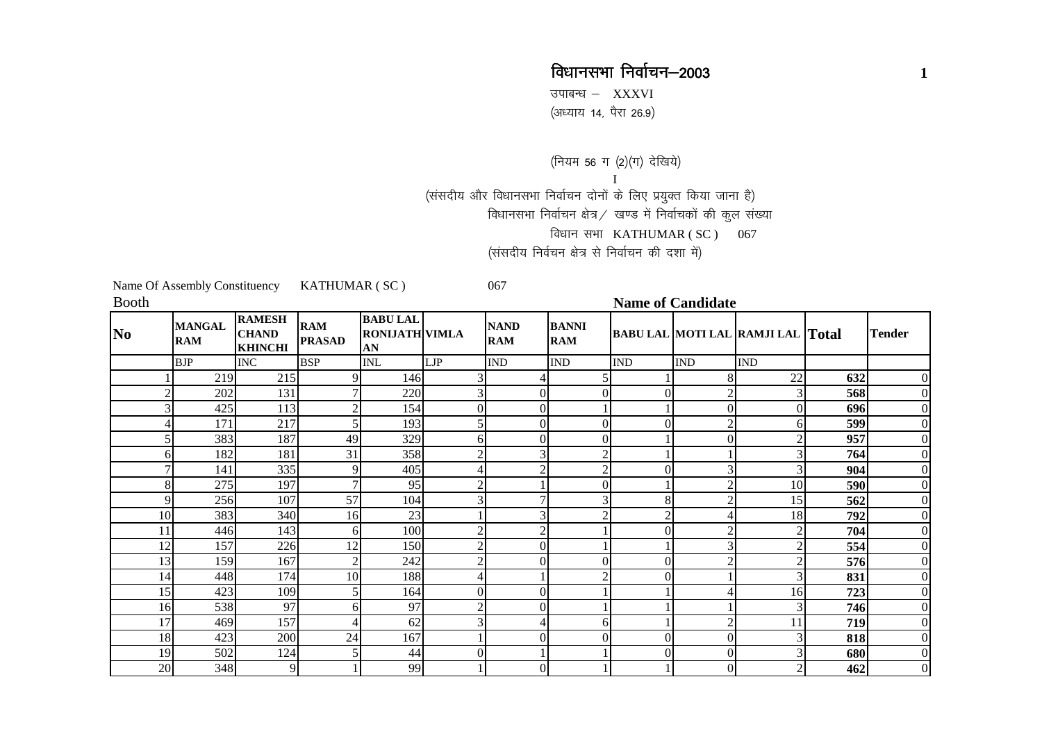# विधानसभा निर्वाचन–2003

उपाबन्ध – XXXVI

(अध्याय 14, पैरा 26.9)

(नियम 56 ग (2)(ग) देखिये)

I

(संसदीय और विधानसभा निर्वाचन दोनों के लिए प्रयुक्त किया जाना है)

विधानसभा निर्वाचन क्षेत्र / खण्ड में निर्वाचकों की कुल संख्या

विधान सभा KATHUMAR ( SC ) 067

(संसदीय निर्वचन क्षेत्र से निर्वाचन की दशा में)

Name Of Assembly Constituency KATHUMAR ( SC ) 067

| Booth No | MANGAL RAM | RAMESH CHAND KHINCHI | RAM PRASAD | BABU LAL RONIJATHAN | VIMLA | NAND RAM | BANNI RAM | BABU LAL | MOTI LAL | RAMJI LAL | Total | Tender |
|---|---|---|---|---|---|---|---|---|---|---|---|---|
| | BJP | INC | BSP | INL | LJP | IND | IND | IND | IND | IND | | |
| 1 | 219 | 215 | 9 | 146 | 3 | 4 | 5 | 1 | 8 | 22 | **632** | 0 |
| 2 | 202 | 131 | 7 | 220 | 3 | 0 | 0 | 0 | 2 | 3 | **568** | 0 |
| 3 | 425 | 113 | 2 | 154 | 0 | 0 | 1 | 1 | 0 | 0 | **696** | 0 |
| 4 | 171 | 217 | 5 | 193 | 5 | 0 | 0 | 0 | 2 | 6 | **599** | 0 |
| 5 | 383 | 187 | 49 | 329 | 6 | 0 | 0 | 1 | 0 | 2 | **957** | 0 |
| 6 | 182 | 181 | 31 | 358 | 2 | 3 | 2 | 1 | 1 | 3 | **764** | 0 |
| 7 | 141 | 335 | 9 | 405 | 4 | 2 | 2 | 0 | 3 | 3 | **904** | 0 |
| 8 | 275 | 197 | 7 | 95 | 2 | 1 | 0 | 1 | 2 | 10 | **590** | 0 |
| 9 | 256 | 107 | 57 | 104 | 3 | 7 | 3 | 8 | 2 | 15 | **562** | 0 |
| 10 | 383 | 340 | 16 | 23 | 1 | 3 | 2 | 2 | 4 | 18 | **792** | 0 |
| 11 | 446 | 143 | 6 | 100 | 2 | 2 | 1 | 0 | 2 | 2 | **704** | 0 |
| 12 | 157 | 226 | 12 | 150 | 2 | 0 | 1 | 1 | 3 | 2 | **554** | 0 |
| 13 | 159 | 167 | 2 | 242 | 2 | 0 | 0 | 0 | 2 | 2 | **576** | 0 |
| 14 | 448 | 174 | 10 | 188 | 4 | 1 | 2 | 0 | 1 | 3 | **831** | 0 |
| 15 | 423 | 109 | 5 | 164 | 0 | 0 | 1 | 1 | 4 | 16 | **723** | 0 |
| 16 | 538 | 97 | 6 | 97 | 2 | 0 | 1 | 1 | 1 | 3 | **746** | 0 |
| 17 | 469 | 157 | 4 | 62 | 3 | 4 | 6 | 1 | 2 | 11 | **719** | 0 |
| 18 | 423 | 200 | 24 | 167 | 1 | 0 | 0 | 0 | 0 | 3 | **818** | 0 |
| 19 | 502 | 124 | 5 | 44 | 0 | 1 | 1 | 0 | 0 | 3 | **680** | 0 |
| 20 | 348 | 9 | 1 | 99 | 1 | 0 | 1 | 1 | 0 | 2 | **462** | 0 |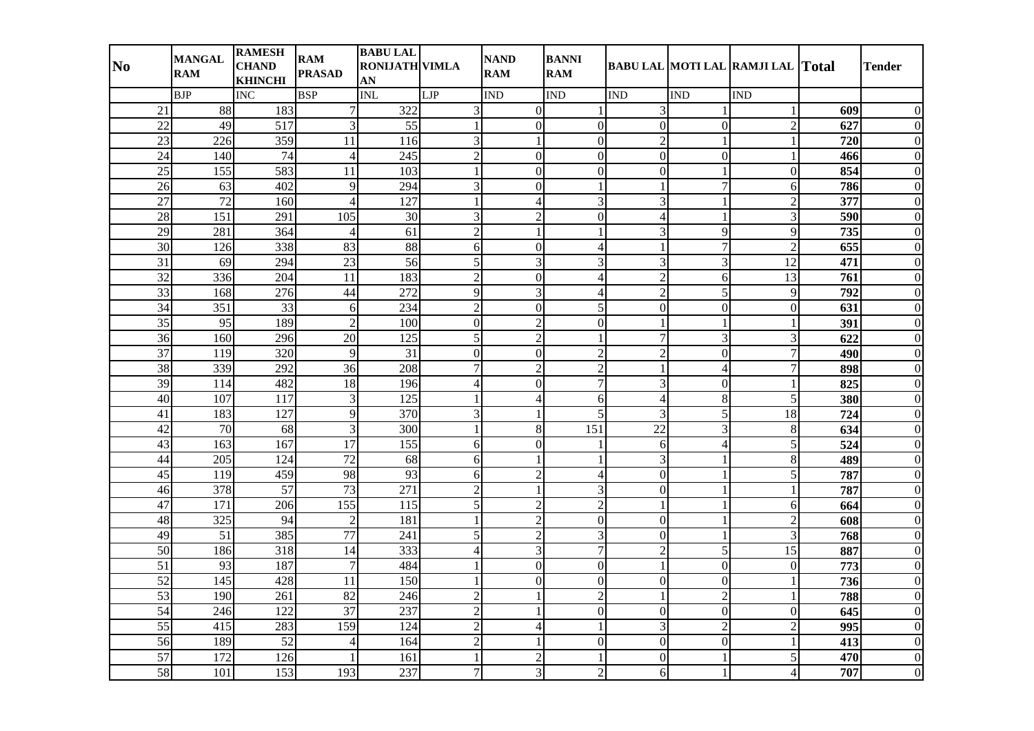| No | MANGAL RAM | RAMESH CHAND KHINCHI | RAM PRASAD | BABU LAL RONIJATH AN | VIMLA | NAND RAM | BANNI RAM | BABU LAL | MOTI LAL | RAMJI LAL | Total | Tender |
|---|---|---|---|---|---|---|---|---|---|---|---|---|
| | BJP | INC | BSP | INL | LJP | IND | IND | IND | IND | IND | | |
| 21 | 88 | 183 | 7 | 322 | 3 | 0 | 1 | 3 | 1 | 1 | **609** | 0 |
| 22 | 49 | 517 | 3 | 55 | 1 | 0 | 0 | 0 | 0 | 2 | **627** | 0 |
| 23 | 226 | 359 | 11 | 116 | 3 | 1 | 0 | 2 | 1 | 1 | **720** | 0 |
| 24 | 140 | 74 | 4 | 245 | 2 | 0 | 0 | 0 | 0 | 1 | **466** | 0 |
| 25 | 155 | 583 | 11 | 103 | 1 | 0 | 0 | 0 | 1 | 0 | **854** | 0 |
| 26 | 63 | 402 | 9 | 294 | 3 | 0 | 1 | 1 | 7 | 6 | **786** | 0 |
| 27 | 72 | 160 | 4 | 127 | 1 | 4 | 3 | 3 | 1 | 2 | **377** | 0 |
| 28 | 151 | 291 | 105 | 30 | 3 | 2 | 0 | 4 | 1 | 3 | **590** | 0 |
| 29 | 281 | 364 | 4 | 61 | 2 | 1 | 1 | 3 | 9 | 9 | **735** | 0 |
| 30 | 126 | 338 | 83 | 88 | 6 | 0 | 4 | 1 | 7 | 2 | **655** | 0 |
| 31 | 69 | 294 | 23 | 56 | 5 | 3 | 3 | 3 | 3 | 12 | **471** | 0 |
| 32 | 336 | 204 | 11 | 183 | 2 | 0 | 4 | 2 | 6 | 13 | **761** | 0 |
| 33 | 168 | 276 | 44 | 272 | 9 | 3 | 4 | 2 | 5 | 9 | **792** | 0 |
| 34 | 351 | 33 | 6 | 234 | 2 | 0 | 5 | 0 | 0 | 0 | **631** | 0 |
| 35 | 95 | 189 | 2 | 100 | 0 | 2 | 0 | 1 | 1 | 1 | **391** | 0 |
| 36 | 160 | 296 | 20 | 125 | 5 | 2 | 1 | 7 | 3 | 3 | **622** | 0 |
| 37 | 119 | 320 | 9 | 31 | 0 | 0 | 2 | 2 | 0 | 7 | **490** | 0 |
| 38 | 339 | 292 | 36 | 208 | 7 | 2 | 2 | 1 | 4 | 7 | **898** | 0 |
| 39 | 114 | 482 | 18 | 196 | 4 | 0 | 7 | 3 | 0 | 1 | **825** | 0 |
| 40 | 107 | 117 | 3 | 125 | 1 | 4 | 6 | 4 | 8 | 5 | **380** | 0 |
| 41 | 183 | 127 | 9 | 370 | 3 | 1 | 5 | 3 | 5 | 18 | **724** | 0 |
| 42 | 70 | 68 | 3 | 300 | 1 | 8 | 151 | 22 | 3 | 8 | **634** | 0 |
| 43 | 163 | 167 | 17 | 155 | 6 | 0 | 1 | 6 | 4 | 5 | **524** | 0 |
| 44 | 205 | 124 | 72 | 68 | 6 | 1 | 1 | 3 | 1 | 8 | **489** | 0 |
| 45 | 119 | 459 | 98 | 93 | 6 | 2 | 4 | 0 | 1 | 5 | **787** | 0 |
| 46 | 378 | 57 | 73 | 271 | 2 | 1 | 3 | 0 | 1 | 1 | **787** | 0 |
| 47 | 171 | 206 | 155 | 115 | 5 | 2 | 2 | 1 | 1 | 6 | **664** | 0 |
| 48 | 325 | 94 | 2 | 181 | 1 | 2 | 0 | 0 | 1 | 2 | **608** | 0 |
| 49 | 51 | 385 | 77 | 241 | 5 | 2 | 3 | 0 | 1 | 3 | **768** | 0 |
| 50 | 186 | 318 | 14 | 333 | 4 | 3 | 7 | 2 | 5 | 15 | **887** | 0 |
| 51 | 93 | 187 | 7 | 484 | 1 | 0 | 0 | 1 | 0 | 0 | **773** | 0 |
| 52 | 145 | 428 | 11 | 150 | 1 | 0 | 0 | 0 | 0 | 1 | **736** | 0 |
| 53 | 190 | 261 | 82 | 246 | 2 | 1 | 2 | 1 | 2 | 1 | **788** | 0 |
| 54 | 246 | 122 | 37 | 237 | 2 | 1 | 0 | 0 | 0 | 0 | **645** | 0 |
| 55 | 415 | 283 | 159 | 124 | 2 | 4 | 1 | 3 | 2 | 2 | **995** | 0 |
| 56 | 189 | 52 | 4 | 164 | 2 | 1 | 0 | 0 | 0 | 1 | **413** | 0 |
| 57 | 172 | 126 | 1 | 161 | 1 | 2 | 1 | 0 | 1 | 5 | **470** | 0 |
| 58 | 101 | 153 | 193 | 237 | 7 | 3 | 2 | 6 | 1 | 4 | **707** | 0 |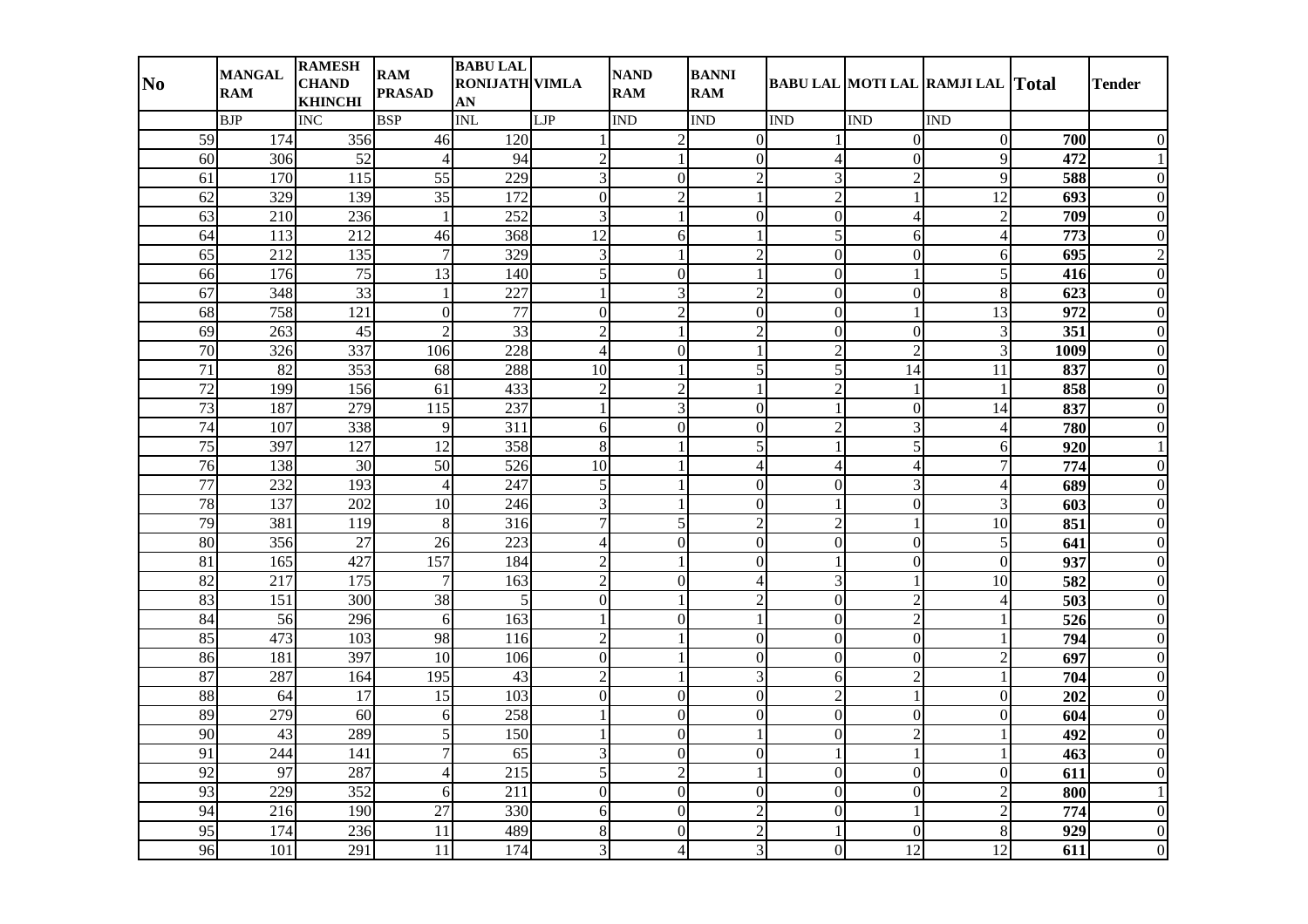| No | MANGAL RAM | RAMESH CHAND KHINCHI | RAM PRASAD | BABU LAL RONIJATH AN | VIMLA | NAND RAM | BANNI RAM | BABU LAL | MOTI LAL | RAMJI LAL | Total | Tender |
|---|---|---|---|---|---|---|---|---|---|---|---|---|
| | BJP | INC | BSP | INL | LJP | IND | IND | IND | IND | IND | | |
| 59 | 174 | 356 | 46 | 120 | 1 | 2 | 0 | 1 | 0 | 0 | **700** | 0 |
| 60 | 306 | 52 | 4 | 94 | 2 | 1 | 0 | 4 | 0 | 9 | **472** | 1 |
| 61 | 170 | 115 | 55 | 229 | 3 | 0 | 2 | 3 | 2 | 9 | **588** | 0 |
| 62 | 329 | 139 | 35 | 172 | 0 | 2 | 1 | 2 | 1 | 12 | **693** | 0 |
| 63 | 210 | 236 | 1 | 252 | 3 | 1 | 0 | 0 | 4 | 2 | **709** | 0 |
| 64 | 113 | 212 | 46 | 368 | 12 | 6 | 1 | 5 | 6 | 4 | **773** | 0 |
| 65 | 212 | 135 | 7 | 329 | 3 | 1 | 2 | 0 | 0 | 6 | **695** | 2 |
| 66 | 176 | 75 | 13 | 140 | 5 | 0 | 1 | 0 | 1 | 5 | **416** | 0 |
| 67 | 348 | 33 | 1 | 227 | 1 | 3 | 2 | 0 | 0 | 8 | **623** | 0 |
| 68 | 758 | 121 | 0 | 77 | 0 | 2 | 0 | 0 | 1 | 13 | **972** | 0 |
| 69 | 263 | 45 | 2 | 33 | 2 | 1 | 2 | 0 | 0 | 3 | **351** | 0 |
| 70 | 326 | 337 | 106 | 228 | 4 | 0 | 1 | 2 | 2 | 3 | **1009** | 0 |
| 71 | 82 | 353 | 68 | 288 | 10 | 1 | 5 | 5 | 14 | 11 | **837** | 0 |
| 72 | 199 | 156 | 61 | 433 | 2 | 2 | 1 | 2 | 1 | 1 | **858** | 0 |
| 73 | 187 | 279 | 115 | 237 | 1 | 3 | 0 | 1 | 0 | 14 | **837** | 0 |
| 74 | 107 | 338 | 9 | 311 | 6 | 0 | 0 | 2 | 3 | 4 | **780** | 0 |
| 75 | 397 | 127 | 12 | 358 | 8 | 1 | 5 | 1 | 5 | 6 | **920** | 1 |
| 76 | 138 | 30 | 50 | 526 | 10 | 1 | 4 | 4 | 4 | 7 | **774** | 0 |
| 77 | 232 | 193 | 4 | 247 | 5 | 1 | 0 | 0 | 3 | 4 | **689** | 0 |
| 78 | 137 | 202 | 10 | 246 | 3 | 1 | 0 | 1 | 0 | 3 | **603** | 0 |
| 79 | 381 | 119 | 8 | 316 | 7 | 5 | 2 | 2 | 1 | 10 | **851** | 0 |
| 80 | 356 | 27 | 26 | 223 | 4 | 0 | 0 | 0 | 0 | 5 | **641** | 0 |
| 81 | 165 | 427 | 157 | 184 | 2 | 1 | 0 | 1 | 0 | 0 | **937** | 0 |
| 82 | 217 | 175 | 7 | 163 | 2 | 0 | 4 | 3 | 1 | 10 | **582** | 0 |
| 83 | 151 | 300 | 38 | 5 | 0 | 1 | 2 | 0 | 2 | 4 | **503** | 0 |
| 84 | 56 | 296 | 6 | 163 | 1 | 0 | 1 | 0 | 2 | 1 | **526** | 0 |
| 85 | 473 | 103 | 98 | 116 | 2 | 1 | 0 | 0 | 0 | 1 | **794** | 0 |
| 86 | 181 | 397 | 10 | 106 | 0 | 1 | 0 | 0 | 0 | 2 | **697** | 0 |
| 87 | 287 | 164 | 195 | 43 | 2 | 1 | 3 | 6 | 2 | 1 | **704** | 0 |
| 88 | 64 | 17 | 15 | 103 | 0 | 0 | 0 | 2 | 1 | 0 | **202** | 0 |
| 89 | 279 | 60 | 6 | 258 | 1 | 0 | 0 | 0 | 0 | 0 | **604** | 0 |
| 90 | 43 | 289 | 5 | 150 | 1 | 0 | 1 | 0 | 2 | 1 | **492** | 0 |
| 91 | 244 | 141 | 7 | 65 | 3 | 0 | 0 | 1 | 1 | 1 | **463** | 0 |
| 92 | 97 | 287 | 4 | 215 | 5 | 2 | 1 | 0 | 0 | 0 | **611** | 0 |
| 93 | 229 | 352 | 6 | 211 | 0 | 0 | 0 | 0 | 0 | 2 | **800** | 1 |
| 94 | 216 | 190 | 27 | 330 | 6 | 0 | 2 | 0 | 1 | 2 | **774** | 0 |
| 95 | 174 | 236 | 11 | 489 | 8 | 0 | 2 | 1 | 0 | 8 | **929** | 0 |
| 96 | 101 | 291 | 11 | 174 | 3 | 4 | 3 | 0 | 12 | 12 | **611** | 0 |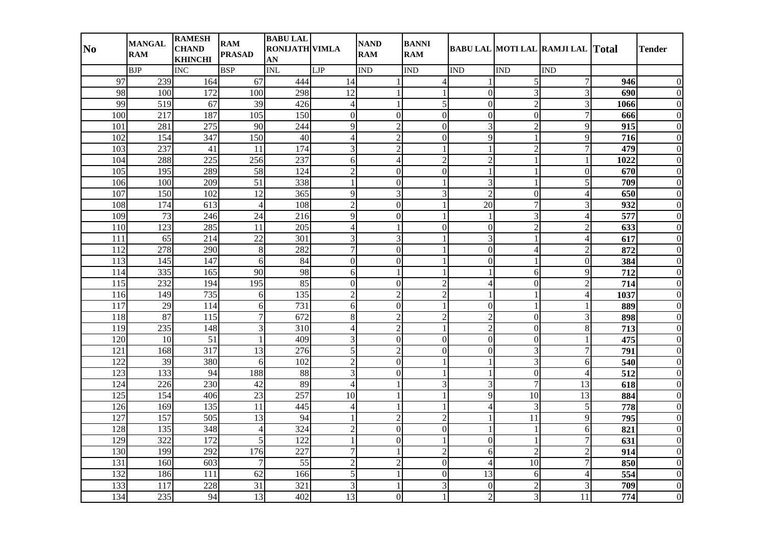| No | MANGAL RAM | RAMESH CHAND KHINCHI | RAM PRASAD | BABU LAL RONIJATH AN | VIMLA | NAND RAM | BANNI RAM | BABU LAL | MOTI LAL | RAMJI LAL | Total | Tender |
|---|---|---|---|---|---|---|---|---|---|---|---|---|
| | BJP | INC | BSP | INL | LJP | IND | IND | IND | IND | IND | | |
| 97 | 239 | 164 | 67 | 444 | 14 | 1 | 4 | 1 | 5 | 7 | **946** | 0 |
| 98 | 100 | 172 | 100 | 298 | 12 | 1 | 1 | 0 | 3 | 3 | **690** | 0 |
| 99 | 519 | 67 | 39 | 426 | 4 | 1 | 5 | 0 | 2 | 3 | **1066** | 0 |
| 100 | 217 | 187 | 105 | 150 | 0 | 0 | 0 | 0 | 0 | 7 | **666** | 0 |
| 101 | 281 | 275 | 90 | 244 | 9 | 2 | 0 | 3 | 2 | 9 | **915** | 0 |
| 102 | 154 | 347 | 150 | 40 | 4 | 2 | 0 | 9 | 1 | 9 | **716** | 0 |
| 103 | 237 | 41 | 11 | 174 | 3 | 2 | 1 | 1 | 2 | 7 | **479** | 0 |
| 104 | 288 | 225 | 256 | 237 | 6 | 4 | 2 | 2 | 1 | 1 | **1022** | 0 |
| 105 | 195 | 289 | 58 | 124 | 2 | 0 | 0 | 1 | 1 | 0 | **670** | 0 |
| 106 | 100 | 209 | 51 | 338 | 1 | 0 | 1 | 3 | 1 | 5 | **709** | 0 |
| 107 | 150 | 102 | 12 | 365 | 9 | 3 | 3 | 2 | 0 | 4 | **650** | 0 |
| 108 | 174 | 613 | 4 | 108 | 2 | 0 | 1 | 20 | 7 | 3 | **932** | 0 |
| 109 | 73 | 246 | 24 | 216 | 9 | 0 | 1 | 1 | 3 | 4 | **577** | 0 |
| 110 | 123 | 285 | 11 | 205 | 4 | 1 | 0 | 0 | 2 | 2 | **633** | 0 |
| 111 | 65 | 214 | 22 | 301 | 3 | 3 | 1 | 3 | 1 | 4 | **617** | 0 |
| 112 | 278 | 290 | 8 | 282 | 7 | 0 | 1 | 0 | 4 | 2 | **872** | 0 |
| 113 | 145 | 147 | 6 | 84 | 0 | 0 | 1 | 0 | 1 | 0 | **384** | 0 |
| 114 | 335 | 165 | 90 | 98 | 6 | 1 | 1 | 1 | 6 | 9 | **712** | 0 |
| 115 | 232 | 194 | 195 | 85 | 0 | 0 | 2 | 4 | 0 | 2 | **714** | 0 |
| 116 | 149 | 735 | 6 | 135 | 2 | 2 | 2 | 1 | 1 | 4 | **1037** | 0 |
| 117 | 29 | 114 | 6 | 731 | 6 | 0 | 1 | 0 | 1 | 1 | **889** | 0 |
| 118 | 87 | 115 | 7 | 672 | 8 | 2 | 2 | 2 | 0 | 3 | **898** | 0 |
| 119 | 235 | 148 | 3 | 310 | 4 | 2 | 1 | 2 | 0 | 8 | **713** | 0 |
| 120 | 10 | 51 | 1 | 409 | 3 | 0 | 0 | 0 | 0 | 1 | **475** | 0 |
| 121 | 168 | 317 | 13 | 276 | 5 | 2 | 0 | 0 | 3 | 7 | **791** | 0 |
| 122 | 39 | 380 | 6 | 102 | 2 | 0 | 1 | 1 | 3 | 6 | **540** | 0 |
| 123 | 133 | 94 | 188 | 88 | 3 | 0 | 1 | 1 | 0 | 4 | **512** | 0 |
| 124 | 226 | 230 | 42 | 89 | 4 | 1 | 3 | 3 | 7 | 13 | **618** | 0 |
| 125 | 154 | 406 | 23 | 257 | 10 | 1 | 1 | 9 | 10 | 13 | **884** | 0 |
| 126 | 169 | 135 | 11 | 445 | 4 | 1 | 1 | 4 | 3 | 5 | **778** | 0 |
| 127 | 157 | 505 | 13 | 94 | 1 | 2 | 2 | 1 | 11 | 9 | **795** | 0 |
| 128 | 135 | 348 | 4 | 324 | 2 | 0 | 0 | 1 | 1 | 6 | **821** | 0 |
| 129 | 322 | 172 | 5 | 122 | 1 | 0 | 1 | 0 | 1 | 7 | **631** | 0 |
| 130 | 199 | 292 | 176 | 227 | 7 | 1 | 2 | 6 | 2 | 2 | **914** | 0 |
| 131 | 160 | 603 | 7 | 55 | 2 | 2 | 0 | 4 | 10 | 7 | **850** | 0 |
| 132 | 186 | 111 | 62 | 166 | 5 | 1 | 0 | 13 | 6 | 4 | **554** | 0 |
| 133 | 117 | 228 | 31 | 321 | 3 | 1 | 3 | 0 | 2 | 3 | **709** | 0 |
| 134 | 235 | 94 | 13 | 402 | 13 | 0 | 1 | 2 | 3 | 11 | **774** | 0 |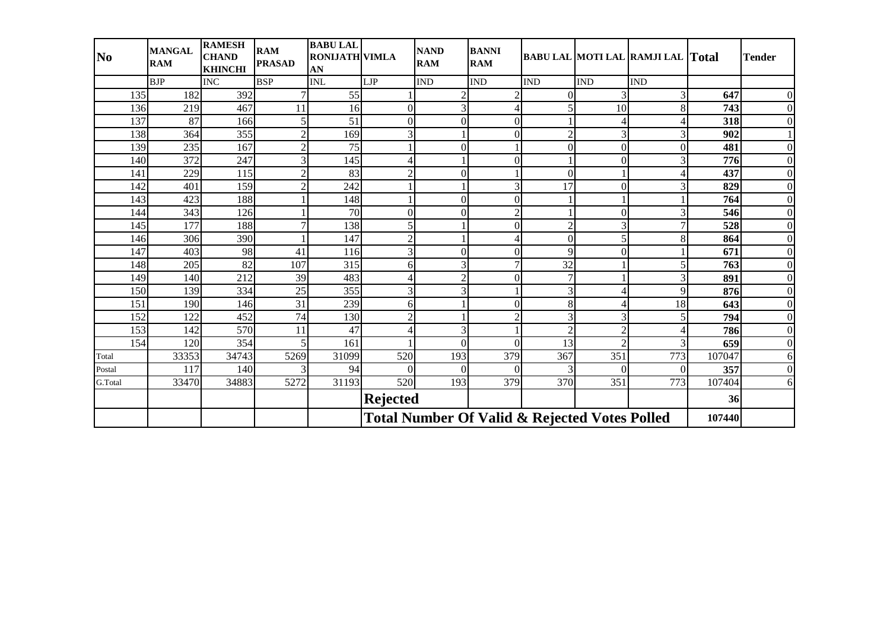| No | MANGAL RAM | RAMESH CHAND KHINCHI | RAM PRASAD | BABU LAL RONIJATHAN | VIMLA | NAND RAM | BANNI RAM | BABU LAL | MOTI LAL | RAMJI LAL | Total | Tender |
|---|---|---|---|---|---|---|---|---|---|---|---|---|
| | BJP | INC | BSP | INL | LJP | IND | IND | IND | IND | IND | | |
| 135 | 182 | 392 | 7 | 55 | 1 | 2 | 2 | 0 | 3 | 3 | **647** | 0 |
| 136 | 219 | 467 | 11 | 16 | 0 | 3 | 4 | 5 | 10 | 8 | **743** | 0 |
| 137 | 87 | 166 | 5 | 51 | 0 | 0 | 0 | 1 | 4 | 4 | **318** | 0 |
| 138 | 364 | 355 | 2 | 169 | 3 | 1 | 0 | 2 | 3 | 3 | **902** | 1 |
| 139 | 235 | 167 | 2 | 75 | 1 | 0 | 1 | 0 | 0 | 0 | **481** | 0 |
| 140 | 372 | 247 | 3 | 145 | 4 | 1 | 0 | 1 | 0 | 3 | **776** | 0 |
| 141 | 229 | 115 | 2 | 83 | 2 | 0 | 1 | 0 | 1 | 4 | **437** | 0 |
| 142 | 401 | 159 | 2 | 242 | 1 | 1 | 3 | 17 | 0 | 3 | **829** | 0 |
| 143 | 423 | 188 | 1 | 148 | 1 | 0 | 0 | 1 | 1 | 1 | **764** | 0 |
| 144 | 343 | 126 | 1 | 70 | 0 | 0 | 2 | 1 | 0 | 3 | **546** | 0 |
| 145 | 177 | 188 | 7 | 138 | 5 | 1 | 0 | 2 | 3 | 7 | **528** | 0 |
| 146 | 306 | 390 | 1 | 147 | 2 | 1 | 4 | 0 | 5 | 8 | **864** | 0 |
| 147 | 403 | 98 | 41 | 116 | 3 | 0 | 0 | 9 | 0 | 1 | **671** | 0 |
| 148 | 205 | 82 | 107 | 315 | 6 | 3 | 7 | 32 | 1 | 5 | **763** | 0 |
| 149 | 140 | 212 | 39 | 483 | 4 | 2 | 0 | 7 | 1 | 3 | **891** | 0 |
| 150 | 139 | 334 | 25 | 355 | 3 | 3 | 1 | 3 | 4 | 9 | **876** | 0 |
| 151 | 190 | 146 | 31 | 239 | 6 | 1 | 0 | 8 | 4 | 18 | **643** | 0 |
| 152 | 122 | 452 | 74 | 130 | 2 | 1 | 2 | 3 | 3 | 5 | **794** | 0 |
| 153 | 142 | 570 | 11 | 47 | 4 | 3 | 1 | 2 | 2 | 4 | **786** | 0 |
| 154 | 120 | 354 | 5 | 161 | 1 | 0 | 0 | 13 | 2 | 3 | **659** | 0 |
| Total | 33353 | 34743 | 5269 | 31099 | 520 | 193 | 379 | 367 | 351 | 773 | 107047 | 6 |
| Postal | 117 | 140 | 3 | 94 | 0 | 0 | 0 | 3 | 0 | 0 | **357** | 0 |
| G.Total | 33470 | 34883 | 5272 | 31193 | 520 | 193 | 379 | 370 | 351 | 773 | 107404 | 6 |
| | | | | | **Rejected** | | | | | | **36** | |
| | | | | | **Total Number Of Valid & Rejected Votes Polled** | | | | | | **107440** | |